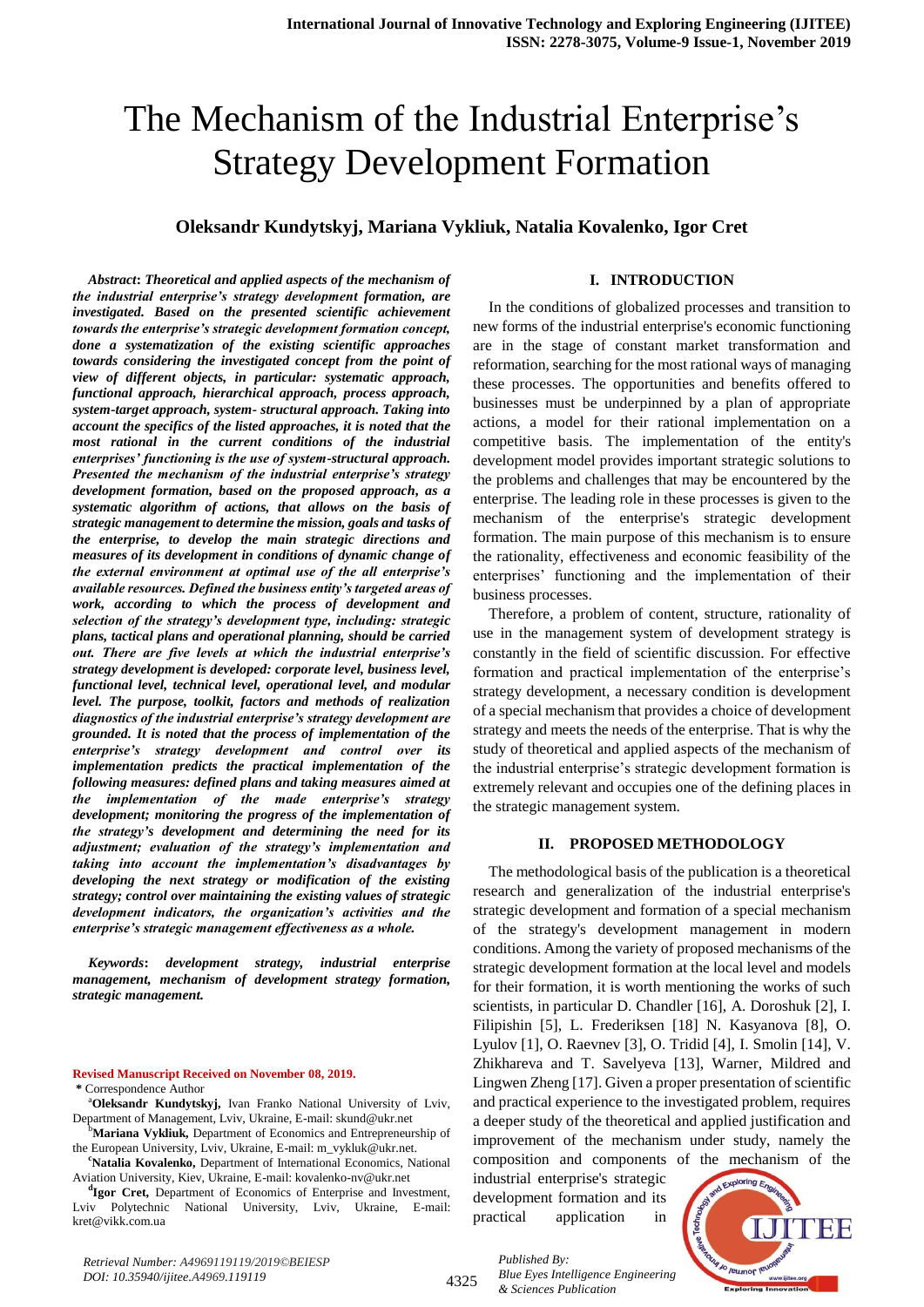# The Mechanism of the Industrial Enterprise's Strategy Development Formation

**Oleksandr Kundytskyj, Mariana Vykliuk, Natalia Kovalenko, Igor Cret**

***Abstract*****: *Theoretical and applied aspects of the mechanism of the industrial enterprise's strategy development formation, are investigated. Based on the presented scientific achievement towards the enterprise's strategic development formation concept, done a systematization of the existing scientific approaches towards considering the investigated concept from the point of view of different objects, in particular: systematic approach, functional approach, hierarchical approach, process approach, system-target approach, system- structural approach. Taking into account the specifics of the listed approaches, it is noted that the most rational in the current conditions of the industrial enterprises' functioning is the use of system-structural approach. Presented the mechanism of the industrial enterprise's strategy development formation, based on the proposed approach, as a systematic algorithm of actions, that allows on the basis of strategic management to determine the mission, goals and tasks of the enterprise, to develop the main strategic directions and measures of its development in conditions of dynamic change of the external environment at optimal use of the all enterprise's available resources. Defined the business entity's targeted areas of work, according to which the process of development and selection of the strategy's development type, including: strategic plans, tactical plans and operational planning, should be carried out. There are five levels at which the industrial enterprise's strategy development is developed: corporate level, business level, functional level, technical level, operational level, and modular level. The purpose, toolkit, factors and methods of realization diagnostics of the industrial enterprise's strategy development are grounded. It is noted that the process of implementation of the enterprise's strategy development and control over its implementation predicts the practical implementation of the following measures: defined plans and taking measures aimed at the implementation of the made enterprise's strategy development; monitoring the progress of the implementation of the strategy's development and determining the need for its adjustment; evaluation of the strategy's implementation and taking into account the implementation's disadvantages by developing the next strategy or modification of the existing strategy; control over maintaining the existing values of strategic development indicators, the organization's activities and the enterprise's strategic management effectiveness as a whole.***

***Keywords*****: *development strategy, industrial enterprise management, mechanism of development strategy formation, strategic management.***

**Revised Manuscript Received on November 08, 2019.**

**\*** Correspondence Author

[a]**Oleksandr Kundytskyj,** Ivan Franko National University of Lviv, Department of Management, Lviv, Ukraine, E-mail: skund@ukr.net

[b]**Mariana Vykliuk,** Department of Economics and Entrepreneurship of the European University, Lviv, Ukraine, E-mail: m_vykluk@ukr.net.

[c]**Natalia Kovalenko,** Department of International Economics, National Aviation University, Kiev, Ukraine, E-mail: kovalenko-nv@ukr.net

[d]**Igor Cret,** Department of Economics of Enterprise and Investment, Lviv Polytechnic National University, Lviv, Ukraine, E-mail: kret@vikk.com.ua

## I. INTRODUCTION

In the conditions of globalized processes and transition to new forms of the industrial enterprise's economic functioning are in the stage of constant market transformation and reformation, searching for the most rational ways of managing these processes. The opportunities and benefits offered to businesses must be underpinned by a plan of appropriate actions, a model for their rational implementation on a competitive basis. The implementation of the entity's development model provides important strategic solutions to the problems and challenges that may be encountered by the enterprise. The leading role in these processes is given to the mechanism of the enterprise's strategic development formation. The main purpose of this mechanism is to ensure the rationality, effectiveness and economic feasibility of the enterprises' functioning and the implementation of their business processes.

Therefore, a problem of content, structure, rationality of use in the management system of development strategy is constantly in the field of scientific discussion. For effective formation and practical implementation of the enterprise's strategy development, a necessary condition is development of a special mechanism that provides a choice of development strategy and meets the needs of the enterprise. That is why the study of theoretical and applied aspects of the mechanism of the industrial enterprise's strategic development formation is extremely relevant and occupies one of the defining places in the strategic management system.

## II. PROPOSED METHODOLOGY

The methodological basis of the publication is a theoretical research and generalization of the industrial enterprise's strategic development and formation of a special mechanism of the strategy's development management in modern conditions. Among the variety of proposed mechanisms of the strategic development formation at the local level and models for their formation, it is worth mentioning the works of such scientists, in particular D. Chandler [16], A. Doroshuk [2], I. Filipishin [5], L. Frederiksen [18] N. Kasyanova [8], O. Lyulov [1], O. Raevnev [3], O. Tridid [4], I. Smolin [14], V. Zhikhareva and T. Savelyeva [13], Warner, Mildred and Lingwen Zheng [17]. Given a proper presentation of scientific and practical experience to the investigated problem, requires a deeper study of the theoretical and applied justification and improvement of the mechanism under study, namely the composition and components of the mechanism of the industrial enterprise's strategic development formation and its practical application in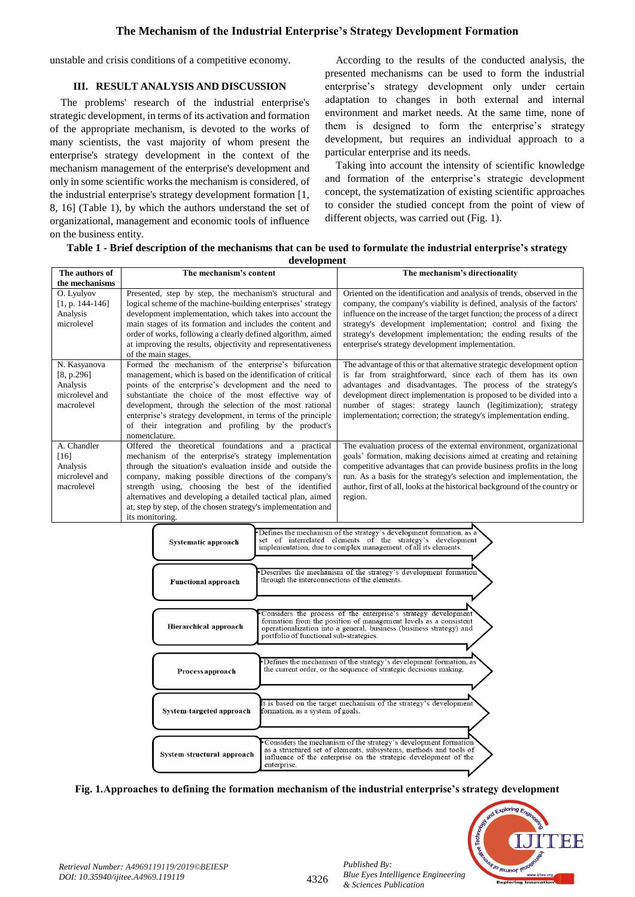unstable and crisis conditions of a competitive economy.

## III. RESULT ANALYSIS AND DISCUSSION

The problems' research of the industrial enterprise's strategic development, in terms of its activation and formation of the appropriate mechanism, is devoted to the works of many scientists, the vast majority of whom present the enterprise's strategy development in the context of the mechanism management of the enterprise's development and only in some scientific works the mechanism is considered, of the industrial enterprise's strategy development formation [1, 8, 16] (Table 1), by which the authors understand the set of organizational, management and economic tools of influence on the business entity.

According to the results of the conducted analysis, the presented mechanisms can be used to form the industrial enterprise's strategy development only under certain adaptation to changes in both external and internal environment and market needs. At the same time, none of them is designed to form the enterprise's strategy development, but requires an individual approach to a particular enterprise and its needs.

Taking into account the intensity of scientific knowledge and formation of the enterprise's strategic development concept, the systematization of existing scientific approaches to consider the studied concept from the point of view of different objects, was carried out (Fig. 1).

**Table 1 - Brief description of the mechanisms that can be used to formulate the industrial enterprise's strategy development**

| The authors of the mechanisms | The mechanism's content | The mechanism's directionality |
|---|---|---|
| O. Lyulyov [1, p. 144-146] Analysis microlevel | Presented, step by step, the mechanism's structural and logical scheme of the machine-building enterprises' strategy development implementation, which takes into account the main stages of its formation and includes the content and order of works, following a clearly defined algorithm, aimed at improving the results, objectivity and representativeness of the main stages. | Oriented on the identification and analysis of trends, observed in the company, the company's viability is defined, analysis of the factors' influence on the increase of the target function; the process of a direct strategy's development implementation; control and fixing the strategy's development implementation; the ending results of the enterprise's strategy development implementation. |
| N. Kasyanova [8, p.296] Analysis microlevel and macrolevel | Formed the mechanism of the enterprise's bifurcation management, which is based on the identification of critical points of the enterprise's development and the need to substantiate the choice of the most effective way of development, through the selection of the most rational enterprise's strategy development, in terms of the principle of their integration and profiling by the product's nomenclature. | The advantage of this or that alternative strategic development option is far from straightforward, since each of them has its own advantages and disadvantages. The process of the strategy's development direct implementation is proposed to be divided into a number of stages: strategy launch (legitimization); strategy implementation; correction; the strategy's implementation ending. |
| A. Chandler [16] Analysis microlevel and macrolevel | Offered the theoretical foundations and a practical mechanism of the enterprise's strategy implementation through the situation's evaluation inside and outside the company, making possible directions of the company's strength using, choosing the best of the identified alternatives and developing a detailed tactical plan, aimed at, step by step, of the chosen strategy's implementation and its monitoring. | The evaluation process of the external environment, organizational goals' formation, making decisions aimed at creating and retaining competitive advantages that can provide business profits in the long run. As a basis for the strategy's selection and implementation, the author, first of all, looks at the historical background of the country or region. |

| Approach | Description |
|---|---|
| Systematic approach | Defines the mechanism of the strategy's development formation, as a set of interrelated elements of the strategy's development implementation, due to complex management of all its elements. |
| Functional approach | Describes the mechanism of the strategy's development formation through the interconnections of the elements. |
| Hierarchical approach | Considers the process of the enterprise's strategy development formation from the position of management levels as a consistent operationalization into a general, business (business strategy) and portfolio of functional sub-strategies. |
| Process approach | Defines the mechanism of the strategy's development formation, as the current order, or the sequence of strategic decisions making. |
| System-targeted approach | It is based on the target mechanism of the strategy's development formation, as a system of goals. |
| System-structural approach | Considers the mechanism of the strategy's development formation as a structured set of elements, subsystems, methods and tools of influence of the enterprise on the strategic development of the enterprise. |

**Fig. 1. Approaches to defining the formation mechanism of the industrial enterprise's strategy development**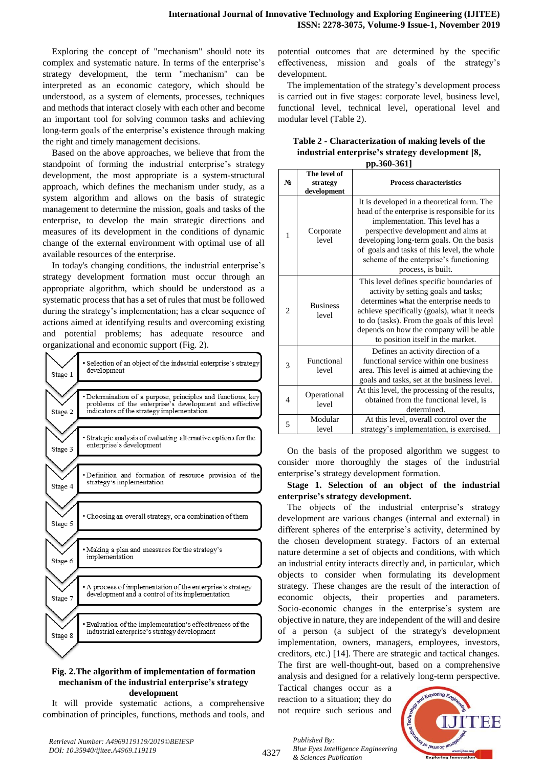Exploring the concept of "mechanism" should note its complex and systematic nature. In terms of the enterprise's strategy development, the term "mechanism" can be interpreted as an economic category, which should be understood, as a system of elements, processes, techniques and methods that interact closely with each other and become an important tool for solving common tasks and achieving long-term goals of the enterprise's existence through making the right and timely management decisions.

Based on the above approaches, we believe that from the standpoint of forming the industrial enterprise's strategy development, the most appropriate is a system-structural approach, which defines the mechanism under study, as a system algorithm and allows on the basis of strategic management to determine the mission, goals and tasks of the enterprise, to develop the main strategic directions and measures of its development in the conditions of dynamic change of the external environment with optimal use of all available resources of the enterprise.

In today's changing conditions, the industrial enterprise's strategy development formation must occur through an appropriate algorithm, which should be understood as a systematic process that has a set of rules that must be followed during the strategy's implementation; has a clear sequence of actions aimed at identifying results and overcoming existing and potential problems; has adequate resource and organizational and economic support (Fig. 2).

- Stage 1 • Selection of an object of the industrial enterprise's strategy development
- Stage 2 • Determination of a purpose, principles and functions, key problems of the enterprise's development and effective indicators of the strategy implementation
- Stage 3 • Strategic analysis of evaluating alternative options for the enterprise's development
- Stage 4 • Definition and formation of resource provision of the strategy's implementation
- Stage 5 • Choosing an overall strategy, or a combination of them
- Stage 6 • Making a plan and measures for the strategy's implementation
- Stage 7 • A process of implementation of the enterprise's strategy development and a control of its implementation
- Stage 8 • Evaluation of the implementation's effectiveness of the industrial enterprise's strategy development

**Fig. 2.The algorithm of implementation of formation mechanism of the industrial enterprise's strategy development**

It will provide systematic actions, a comprehensive combination of principles, functions, methods and tools, and potential outcomes that are determined by the specific effectiveness, mission and goals of the strategy's development.

The implementation of the strategy's development process is carried out in five stages: corporate level, business level, functional level, technical level, operational level and modular level (Table 2).

**Table 2 - Characterization of making levels of the industrial enterprise's strategy development [8, pp.360-361]**

| № | The level of strategy development | Process characteristics |
|---|---|---|
| 1 | Corporate level | It is developed in a theoretical form. The head of the enterprise is responsible for its implementation. This level has a perspective development and aims at developing long-term goals. On the basis of goals and tasks of this level, the whole scheme of the enterprise's functioning process, is built. |
| 2 | Business level | This level defines specific boundaries of activity by setting goals and tasks; determines what the enterprise needs to achieve specifically (goals), what it needs to do (tasks). From the goals of this level depends on how the company will be able to position itself in the market. |
| 3 | Functional level | Defines an activity direction of a functional service within one business area. This level is aimed at achieving the goals and tasks, set at the business level. |
| 4 | Operational level | At this level, the processing of the results, obtained from the functional level, is determined. |
| 5 | Modular level | At this level, overall control over the strategy's implementation, is exercised. |

On the basis of the proposed algorithm we suggest to consider more thoroughly the stages of the industrial enterprise's strategy development formation.

**Stage 1. Selection of an object of the industrial enterprise's strategy development.**

The objects of the industrial enterprise's strategy development are various changes (internal and external) in different spheres of the enterprise's activity, determined by the chosen development strategy. Factors of an external nature determine a set of objects and conditions, with which an industrial entity interacts directly and, in particular, which objects to consider when formulating its development strategy. These changes are the result of the interaction of economic objects, their properties and parameters. Socio-economic changes in the enterprise's system are objective in nature, they are independent of the will and desire of a person (a subject of the strategy's development implementation, owners, managers, employees, investors, creditors, etc.) [14]. There are strategic and tactical changes. The first are well-thought-out, based on a comprehensive analysis and designed for a relatively long-term perspective. Tactical changes occur as a reaction to a situation; they do not require such serious and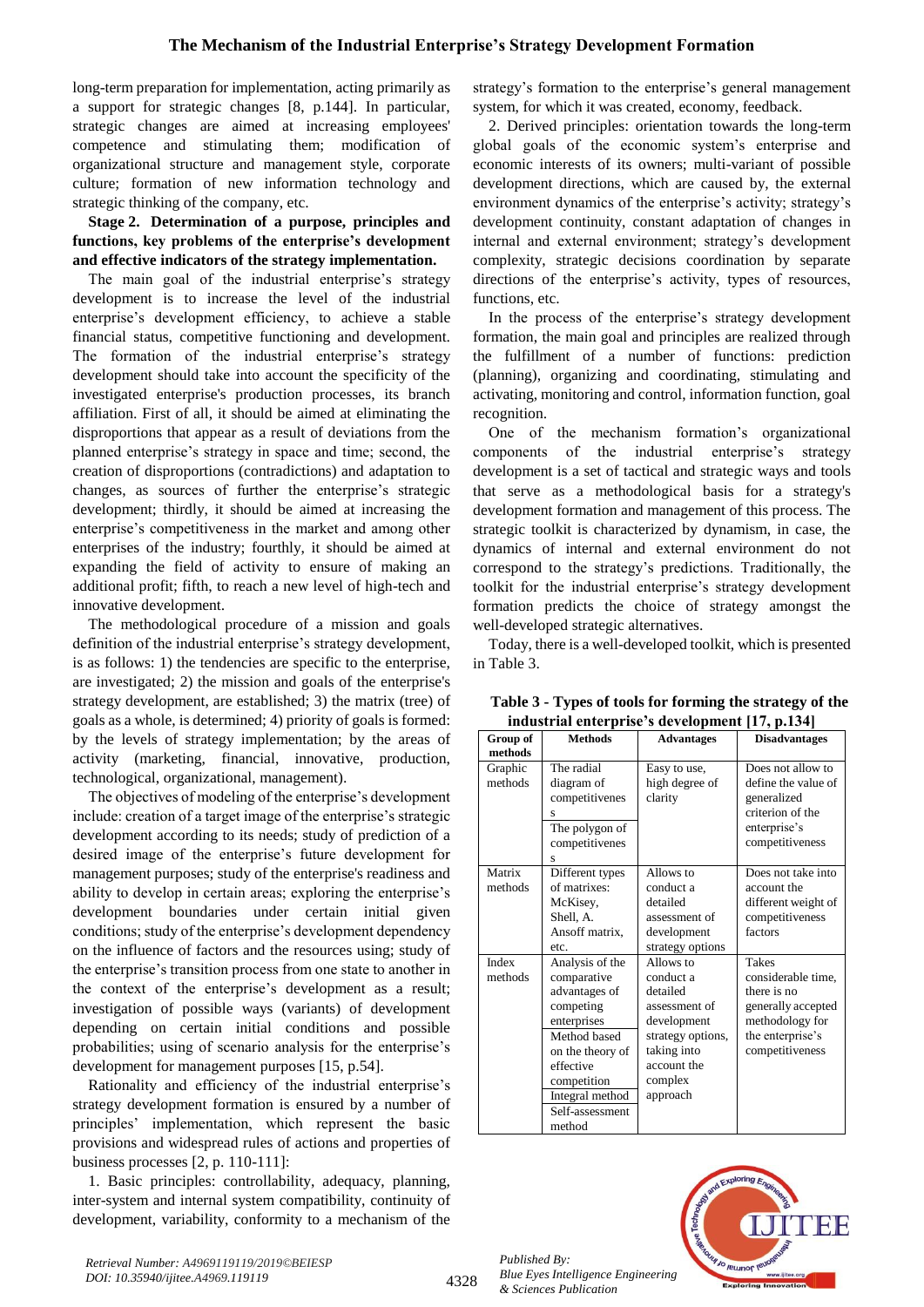long-term preparation for implementation, acting primarily as a support for strategic changes [8, p.144]. In particular, strategic changes are aimed at increasing employees' competence and stimulating them; modification of organizational structure and management style, corporate culture; formation of new information technology and strategic thinking of the company, etc.

**Stage 2. Determination of a purpose, principles and functions, key problems of the enterprise's development and effective indicators of the strategy implementation.**

The main goal of the industrial enterprise's strategy development is to increase the level of the industrial enterprise's development efficiency, to achieve a stable financial status, competitive functioning and development. The formation of the industrial enterprise's strategy development should take into account the specificity of the investigated enterprise's production processes, its branch affiliation. First of all, it should be aimed at eliminating the disproportions that appear as a result of deviations from the planned enterprise's strategy in space and time; second, the creation of disproportions (contradictions) and adaptation to changes, as sources of further the enterprise's strategic development; thirdly, it should be aimed at increasing the enterprise's competitiveness in the market and among other enterprises of the industry; fourthly, it should be aimed at expanding the field of activity to ensure of making an additional profit; fifth, to reach a new level of high-tech and innovative development.

The methodological procedure of a mission and goals definition of the industrial enterprise's strategy development, is as follows: 1) the tendencies are specific to the enterprise, are investigated; 2) the mission and goals of the enterprise's strategy development, are established; 3) the matrix (tree) of goals as a whole, is determined; 4) priority of goals is formed: by the levels of strategy implementation; by the areas of activity (marketing, financial, innovative, production, technological, organizational, management).

The objectives of modeling of the enterprise's development include: creation of a target image of the enterprise's strategic development according to its needs; study of prediction of a desired image of the enterprise's future development for management purposes; study of the enterprise's readiness and ability to develop in certain areas; exploring the enterprise's development boundaries under certain initial given conditions; study of the enterprise's development dependency on the influence of factors and the resources using; study of the enterprise's transition process from one state to another in the context of the enterprise's development as a result; investigation of possible ways (variants) of development depending on certain initial conditions and possible probabilities; using of scenario analysis for the enterprise's development for management purposes [15, p.54].

Rationality and efficiency of the industrial enterprise's strategy development formation is ensured by a number of principles' implementation, which represent the basic provisions and widespread rules of actions and properties of business processes [2, p. 110-111]:

1. Basic principles: controllability, adequacy, planning, inter-system and internal system compatibility, continuity of development, variability, conformity to a mechanism of the strategy's formation to the enterprise's general management system, for which it was created, economy, feedback.

2. Derived principles: orientation towards the long-term global goals of the economic system's enterprise and economic interests of its owners; multi-variant of possible development directions, which are caused by, the external environment dynamics of the enterprise's activity; strategy's development continuity, constant adaptation of changes in internal and external environment; strategy's development complexity, strategic decisions coordination by separate directions of the enterprise's activity, types of resources, functions, etc.

In the process of the enterprise's strategy development formation, the main goal and principles are realized through the fulfillment of a number of functions: prediction (planning), organizing and coordinating, stimulating and activating, monitoring and control, information function, goal recognition.

One of the mechanism formation's organizational components of the industrial enterprise's strategy development is a set of tactical and strategic ways and tools that serve as a methodological basis for a strategy's development formation and management of this process. The strategic toolkit is characterized by dynamism, in case, the dynamics of internal and external environment do not correspond to the strategy's predictions. Traditionally, the toolkit for the industrial enterprise's strategy development formation predicts the choice of strategy amongst the well-developed strategic alternatives.

Today, there is a well-developed toolkit, which is presented in Table 3.

**Table 3 - Types of tools for forming the strategy of the industrial enterprise's development [17, p.134]**

| Group of methods | Methods | Advantages | Disadvantages |
|---|---|---|---|
| Graphic methods | The radial diagram of competitiveness<br>The polygon of competitiveness | Easy to use, high degree of clarity | Does not allow to define the value of generalized criterion of the enterprise's competitiveness |
| Matrix methods | Different types of matrixes: McKisey, Shell, A. Ansoff matrix, etc. | Allows to conduct a detailed assessment of development strategy options | Does not take into account the different weight of competitiveness factors |
| Index methods | Analysis of the comparative advantages of competing enterprises<br>Method based on the theory of effective competition<br>Integral method<br>Self-assessment method | Allows to conduct a detailed assessment of development strategy options, taking into account the complex approach | Takes considerable time, there is no generally accepted methodology for the enterprise's competitiveness |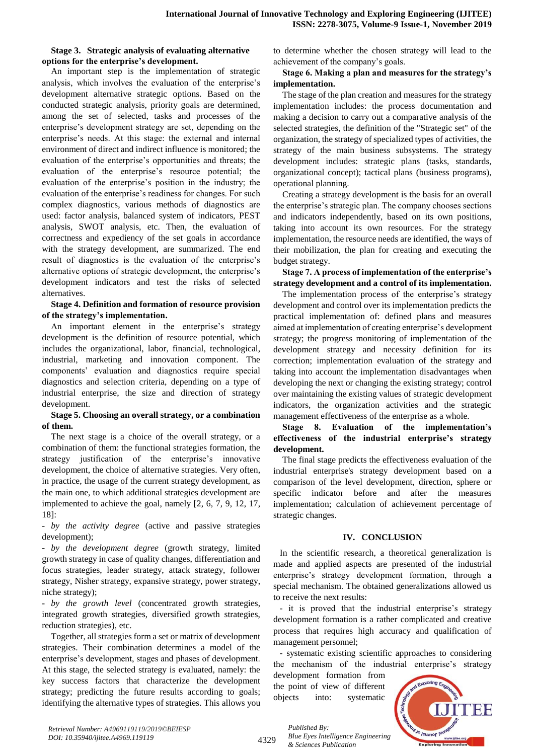**Stage 3. Strategic analysis of evaluating alternative options for the enterprise's development.**

An important step is the implementation of strategic analysis, which involves the evaluation of the enterprise's development alternative strategic options. Based on the conducted strategic analysis, priority goals are determined, among the set of selected, tasks and processes of the enterprise's development strategy are set, depending on the enterprise's needs. At this stage: the external and internal environment of direct and indirect influence is monitored; the evaluation of the enterprise's opportunities and threats; the evaluation of the enterprise's resource potential; the evaluation of the enterprise's position in the industry; the evaluation of the enterprise's readiness for changes. For such complex diagnostics, various methods of diagnostics are used: factor analysis, balanced system of indicators, PEST analysis, SWOT analysis, etc. Then, the evaluation of correctness and expediency of the set goals in accordance with the strategy development, are summarized. The end result of diagnostics is the evaluation of the enterprise's alternative options of strategic development, the enterprise's development indicators and test the risks of selected alternatives.

**Stage 4. Definition and formation of resource provision of the strategy's implementation.**

An important element in the enterprise's strategy development is the definition of resource potential, which includes the organizational, labor, financial, technological, industrial, marketing and innovation component. The components' evaluation and diagnostics require special diagnostics and selection criteria, depending on a type of industrial enterprise, the size and direction of strategy development.

**Stage 5. Choosing an overall strategy, or a combination of them.**

The next stage is a choice of the overall strategy, or a combination of them: the functional strategies formation, the strategy justification of the enterprise's innovative development, the choice of alternative strategies. Very often, in practice, the usage of the current strategy development, as the main one, to which additional strategies development are implemented to achieve the goal, namely [2, 6, 7, 9, 12, 17, 18]:

- *by the activity degree* (active and passive strategies development);
- *by the development degree* (growth strategy, limited growth strategy in case of quality changes, differentiation and focus strategies, leader strategy, attack strategy, follower strategy, Nisher strategy, expansive strategy, power strategy, niche strategy);
- *by the growth level* (concentrated growth strategies, integrated growth strategies, diversified growth strategies, reduction strategies), etc.

Together, all strategies form a set or matrix of development strategies. Their combination determines a model of the enterprise's development, stages and phases of development. At this stage, the selected strategy is evaluated, namely: the key success factors that characterize the development strategy; predicting the future results according to goals; identifying the alternative types of strategies. This allows you to determine whether the chosen strategy will lead to the achievement of the company's goals.

**Stage 6. Making a plan and measures for the strategy's implementation.**

The stage of the plan creation and measures for the strategy implementation includes: the process documentation and making a decision to carry out a comparative analysis of the selected strategies, the definition of the "Strategic set" of the organization, the strategy of specialized types of activities, the strategy of the main business subsystems. The strategy development includes: strategic plans (tasks, standards, organizational concept); tactical plans (business programs), operational planning.

Creating a strategy development is the basis for an overall the enterprise's strategic plan. The company chooses sections and indicators independently, based on its own positions, taking into account its own resources. For the strategy implementation, the resource needs are identified, the ways of their mobilization, the plan for creating and executing the budget strategy.

**Stage 7. A process of implementation of the enterprise's strategy development and a control of its implementation.**

The implementation process of the enterprise's strategy development and control over its implementation predicts the practical implementation of: defined plans and measures aimed at implementation of creating enterprise's development strategy; the progress monitoring of implementation of the development strategy and necessity definition for its correction; implementation evaluation of the strategy and taking into account the implementation disadvantages when developing the next or changing the existing strategy; control over maintaining the existing values of strategic development indicators, the organization activities and the strategic management effectiveness of the enterprise as a whole.

**Stage 8. Evaluation of the implementation's effectiveness of the industrial enterprise's strategy development.**

The final stage predicts the effectiveness evaluation of the industrial enterprise's strategy development based on a comparison of the level development, direction, sphere or specific indicator before and after the measures implementation; calculation of achievement percentage of strategic changes.

## IV. CONCLUSION

In the scientific research, a theoretical generalization is made and applied aspects are presented of the industrial enterprise's strategy development formation, through a special mechanism. The obtained generalizations allowed us to receive the next results:

- it is proved that the industrial enterprise's strategy development formation is a rather complicated and creative process that requires high accuracy and qualification of management personnel;
- systematic existing scientific approaches to considering the mechanism of the industrial enterprise's strategy development formation from the point of view of different objects into: systematic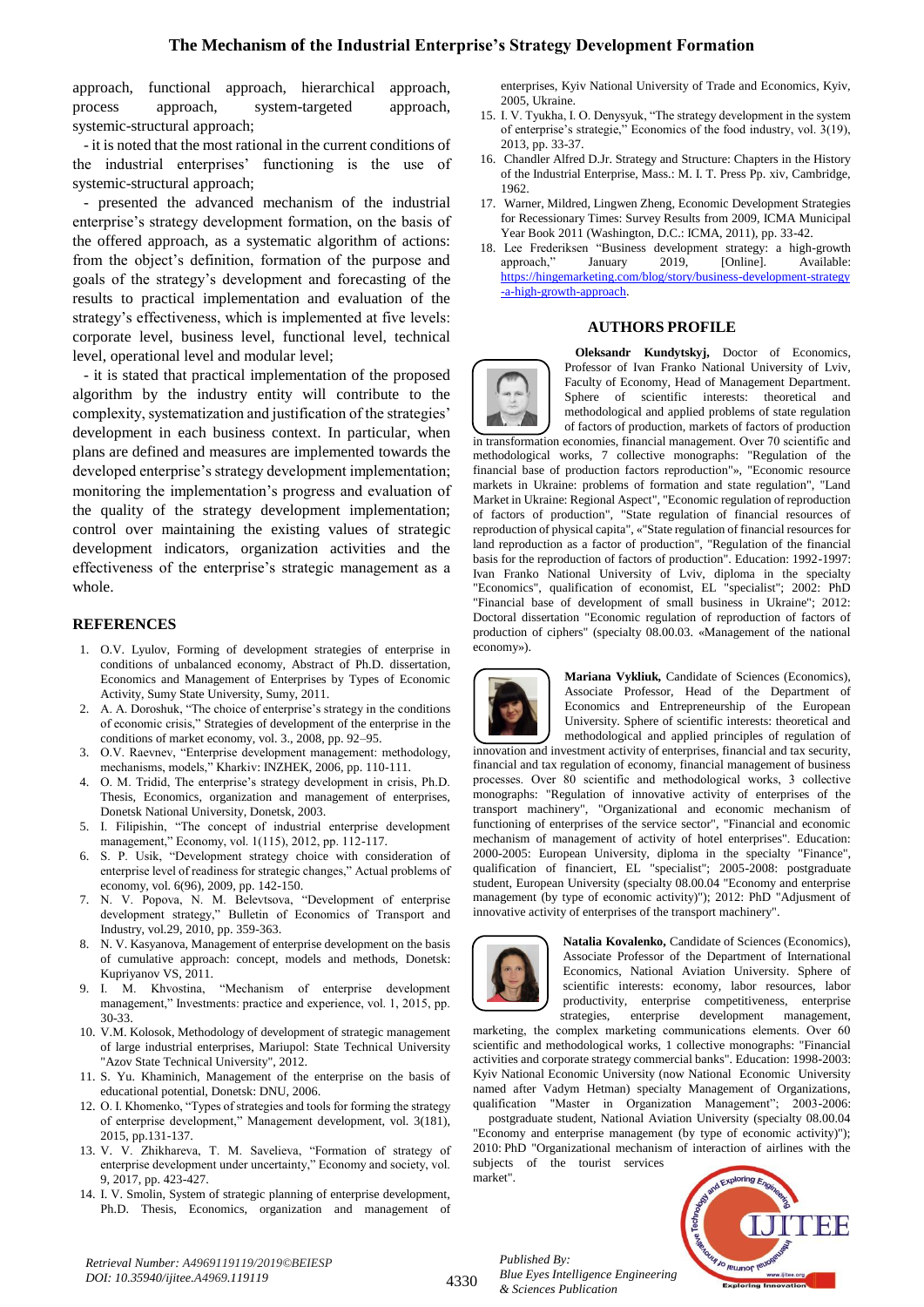approach, functional approach, hierarchical approach, process approach, system-targeted approach, systemic-structural approach;

- it is noted that the most rational in the current conditions of the industrial enterprises' functioning is the use of systemic-structural approach;

- presented the advanced mechanism of the industrial enterprise's strategy development formation, on the basis of the offered approach, as a systematic algorithm of actions: from the object's definition, formation of the purpose and goals of the strategy's development and forecasting of the results to practical implementation and evaluation of the strategy's effectiveness, which is implemented at five levels: corporate level, business level, functional level, technical level, operational level and modular level;

- it is stated that practical implementation of the proposed algorithm by the industry entity will contribute to the complexity, systematization and justification of the strategies' development in each business context. In particular, when plans are defined and measures are implemented towards the developed enterprise's strategy development implementation; monitoring the implementation's progress and evaluation of the quality of the strategy development implementation; control over maintaining the existing values of strategic development indicators, organization activities and the effectiveness of the enterprise's strategic management as a whole.

## REFERENCES

1. O.V. Lyulov, Forming of development strategies of enterprise in conditions of unbalanced economy, Abstract of Ph.D. dissertation, Economics and Management of Enterprises by Types of Economic Activity, Sumy State University, Sumy, 2011.
2. A. A. Doroshuk, "The choice of enterprise's strategy in the conditions of economic crisis," Strategies of development of the enterprise in the conditions of market economy, vol. 3., 2008, pp. 92–95.
3. O.V. Raevnev, "Enterprise development management: methodology, mechanisms, models," Kharkiv: INZHEK, 2006, pp. 110-111.
4. O. M. Tridid, The enterprise's strategy development in crisis, Ph.D. Thesis, Economics, organization and management of enterprises, Donetsk National University, Donetsk, 2003.
5. I. Filipishin, "The concept of industrial enterprise development management," Economy, vol. 1(115), 2012, pp. 112-117.
6. S. P. Usik, "Development strategy choice with consideration of enterprise level of readiness for strategic changes," Actual problems of economy, vol. 6(96), 2009, pp. 142-150.
7. N. V. Popova, N. M. Belevtsova, "Development of enterprise development strategy," Bulletin of Economics of Transport and Industry, vol.29, 2010, pp. 359-363.
8. N. V. Kasyanova, Management of enterprise development on the basis of cumulative approach: concept, models and methods, Donetsk: Kupriyanov VS, 2011.
9. I. M. Khvostina, "Mechanism of enterprise development management," Investments: practice and experience, vol. 1, 2015, pp. 30-33.
10. V.M. Kolosok, Methodology of development of strategic management of large industrial enterprises, Mariupol: State Technical University "Azov State Technical University", 2012.
11. S. Yu. Khaminich, Management of the enterprise on the basis of educational potential, Donetsk: DNU, 2006.
12. O. I. Khomenko, "Types of strategies and tools for forming the strategy of enterprise development," Management development, vol. 3(181), 2015, pp.131-137.
13. V. V. Zhikhareva, T. M. Savelieva, "Formation of strategy of enterprise development under uncertainty," Economy and society, vol. 9, 2017, pp. 423-427.
14. I. V. Smolin, System of strategic planning of enterprise development, Ph.D. Thesis, Economics, organization and management of enterprises, Kyiv National University of Trade and Economics, Kyiv, 2005, Ukraine.
15. I. V. Tyukha, I. O. Denysyuk, "The strategy development in the system of enterprise's strategie," Economics of the food industry, vol. 3(19), 2013, pp. 33-37.
16. Chandler Alfred D.Jr. Strategy and Structure: Chapters in the History of the Industrial Enterprise, Mass.: M. I. T. Press Pp. xiv, Cambridge, 1962.
17. Warner, Mildred, Lingwen Zheng, Economic Development Strategies for Recessionary Times: Survey Results from 2009, ICMA Municipal Year Book 2011 (Washington, D.C.: ICMA, 2011), pp. 33-42.
18. Lee Frederiksen "Business development strategy: a high-growth approach," January 2019, [Online]. Available: https://hingemarketing.com/blog/story/business-development-strategy-a-high-growth-approach.

## AUTHORS PROFILE

**Oleksandr Kundytskyj,** Doctor of Economics, Professor of Ivan Franko National University of Lviv, Faculty of Economy, Head of Management Department. Sphere of scientific interests: theoretical and methodological and applied problems of state regulation of factors of production, markets of factors of production in transformation economies, financial management. Over 70 scientific and methodological works, 7 collective monographs: "Regulation of the financial base of production factors reproduction"», "Economic resource markets in Ukraine: problems of formation and state regulation", "Land Market in Ukraine: Regional Aspect", "Economic regulation of reproduction of factors of production", "State regulation of financial resources of reproduction of physical capita", «"State regulation of financial resources for land reproduction as a factor of production", "Regulation of the financial basis for the reproduction of factors of production". Education: 1992-1997: Ivan Franko National University of Lviv, diploma in the specialty "Economics", qualification of economist, EL "specialist"; 2002: PhD "Financial base of development of small business in Ukraine"; 2012: Doctoral dissertation "Economic regulation of reproduction of factors of production of ciphers" (specialty 08.00.03. «Management of the national economy»).

**Mariana Vykliuk,** Candidate of Sciences (Economics), Associate Professor, Head of the Department of Economics and Entrepreneurship of the European University. Sphere of scientific interests: theoretical and methodological and applied principles of regulation of innovation and investment activity of enterprises, financial and tax security, financial and tax regulation of economy, financial management of business processes. Over 80 scientific and methodological works, 3 collective monographs: "Regulation of innovative activity of enterprises of the transport machinery", "Organizational and economic mechanism of functioning of enterprises of the service sector", "Financial and economic mechanism of management of activity of hotel enterprises". Education: 2000-2005: European University, diploma in the specialty "Finance", qualification of financiert, EL "specialist"; 2005-2008: postgraduate student, European University (specialty 08.00.04 "Economy and enterprise management (by type of economic activity)"); 2012: PhD "Adjustment of innovative activity of enterprises of the transport machinery".

**Natalia Kovalenko,** Candidate of Sciences (Economics), Associate Professor of the Department of International Economics, National Aviation University. Sphere of scientific interests: economy, labor resources, labor productivity, enterprise competitiveness, enterprise strategies, enterprise development management, marketing, the complex marketing communications elements. Over 60 scientific and methodological works, 1 collective monographs: "Financial activities and corporate strategy commercial banks". Education: 1998-2003: Kyiv National Economic University (now National Economic University named after Vadym Hetman) specialty Management of Organizations, qualification "Master in Organization Management"; 2003-2006: postgraduate student, National Aviation University (specialty 08.00.04 "Economy and enterprise management (by type of economic activity)"); 2010: PhD "Organizational mechanism of interaction of airlines with the subjects of the tourist services market".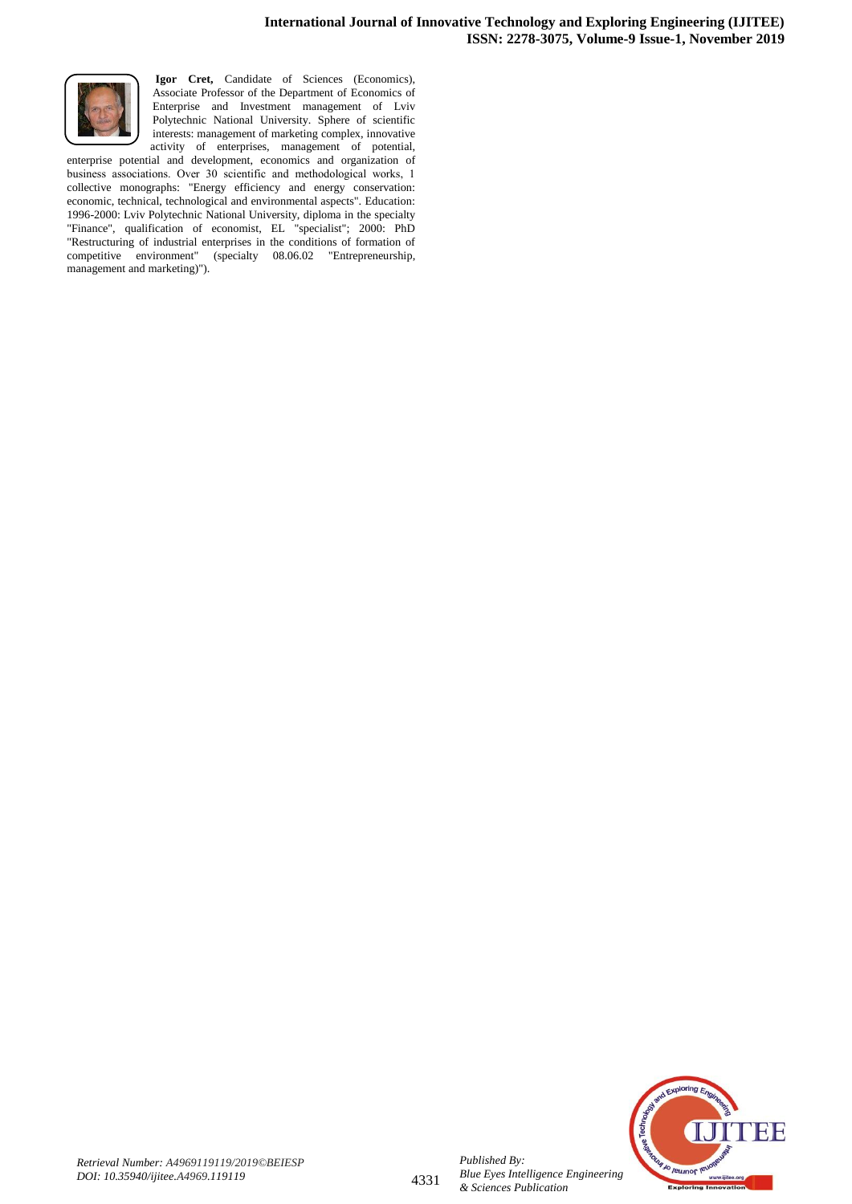**Igor Cret,** Candidate of Sciences (Economics), Associate Professor of the Department of Economics of Enterprise and Investment management of Lviv Polytechnic National University. Sphere of scientific interests: management of marketing complex, innovative activity of enterprises, management of potential, enterprise potential and development, economics and organization of business associations. Over 30 scientific and methodological works, 1 collective monographs: "Energy efficiency and energy conservation: economic, technical, technological and environmental aspects". Education: 1996-2000: Lviv Polytechnic National University, diploma in the specialty "Finance", qualification of economist, EL "specialist"; 2000: PhD "Restructuring of industrial enterprises in the conditions of formation of competitive environment" (specialty 08.06.02 "Entrepreneurship, management and marketing)").